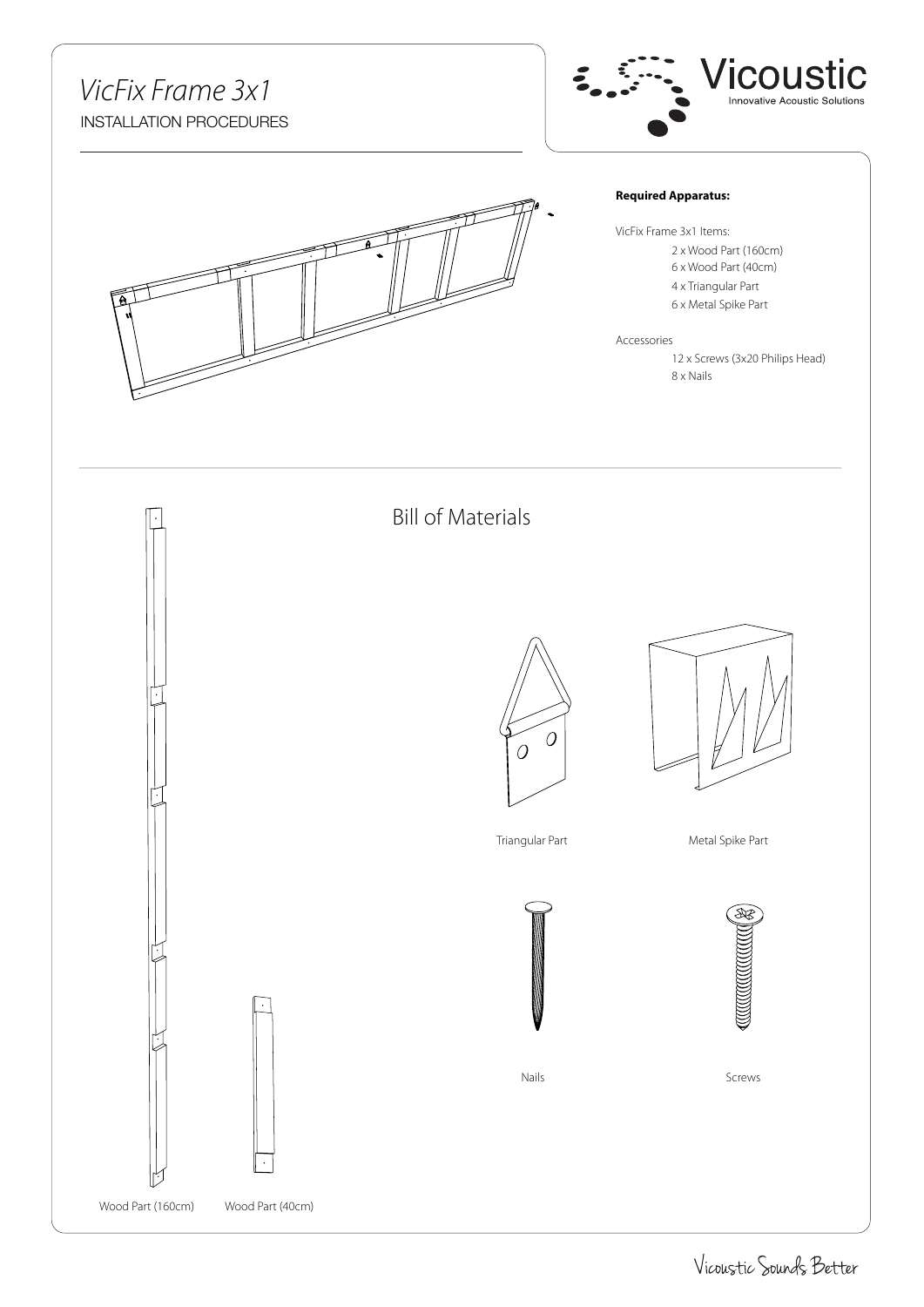# *VicFix Frame 3x1*

INSTALLATION PROCEDURES

Vicoustic
Innovative Acoustic Solutions

**Required Apparatus:**

VicFix Frame 3x1 Items:

- 2 x Wood Part (160cm)
- 6 x Wood Part (40cm)
- 4 x Triangular Part
- 6 x Metal Spike Part

Accessories

- 12 x Screws (3x20 Philips Head)
- 8 x Nails

## Bill of Materials

Triangular Part

Metal Spike Part

Nails

Screws

Wood Part (160cm)

Wood Part (40cm)

Vicoustic Sounds Better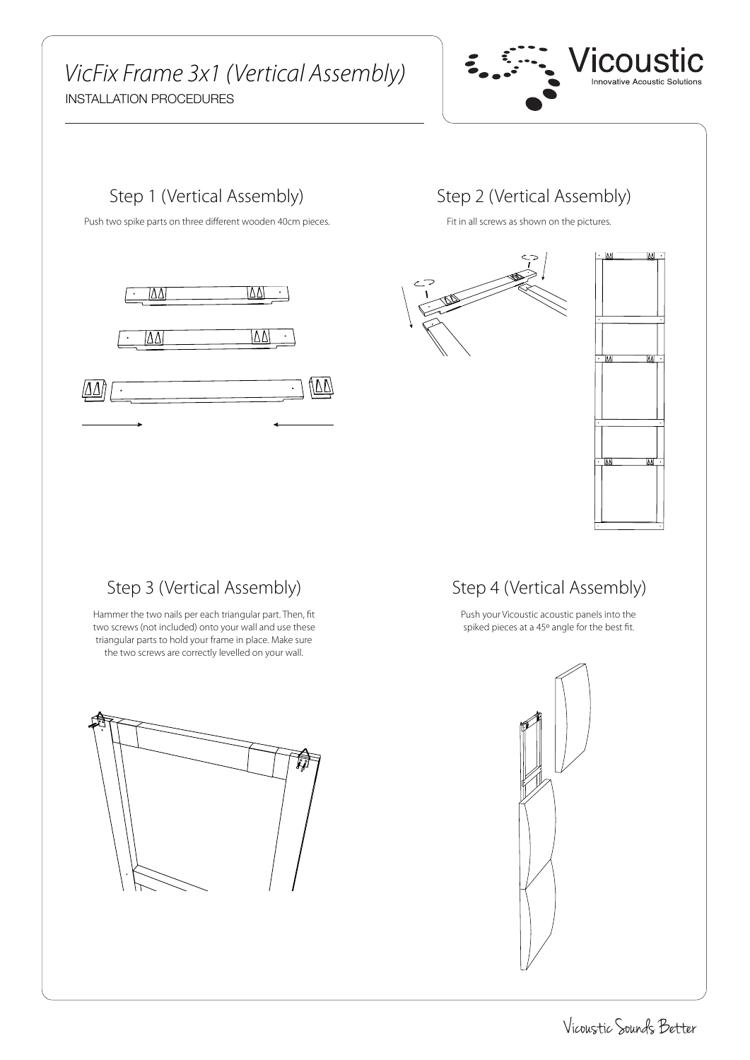# *VicFix Frame 3x1 (Vertical Assembly)*

INSTALLATION PROCEDURES

## Step 1 (Vertical Assembly)

Push two spike parts on three different wooden 40cm pieces.

## Step 2 (Vertical Assembly)

Fit in all screws as shown on the pictures.

## Step 3 (Vertical Assembly)

Hammer the two nails per each triangular part. Then, fit two screws (not included) onto your wall and use these triangular parts to hold your frame in place. Make sure the two screws are correctly levelled on your wall.

## Step 4 (Vertical Assembly)

Push your Vicoustic acoustic panels into the spiked pieces at a 45º angle for the best fit.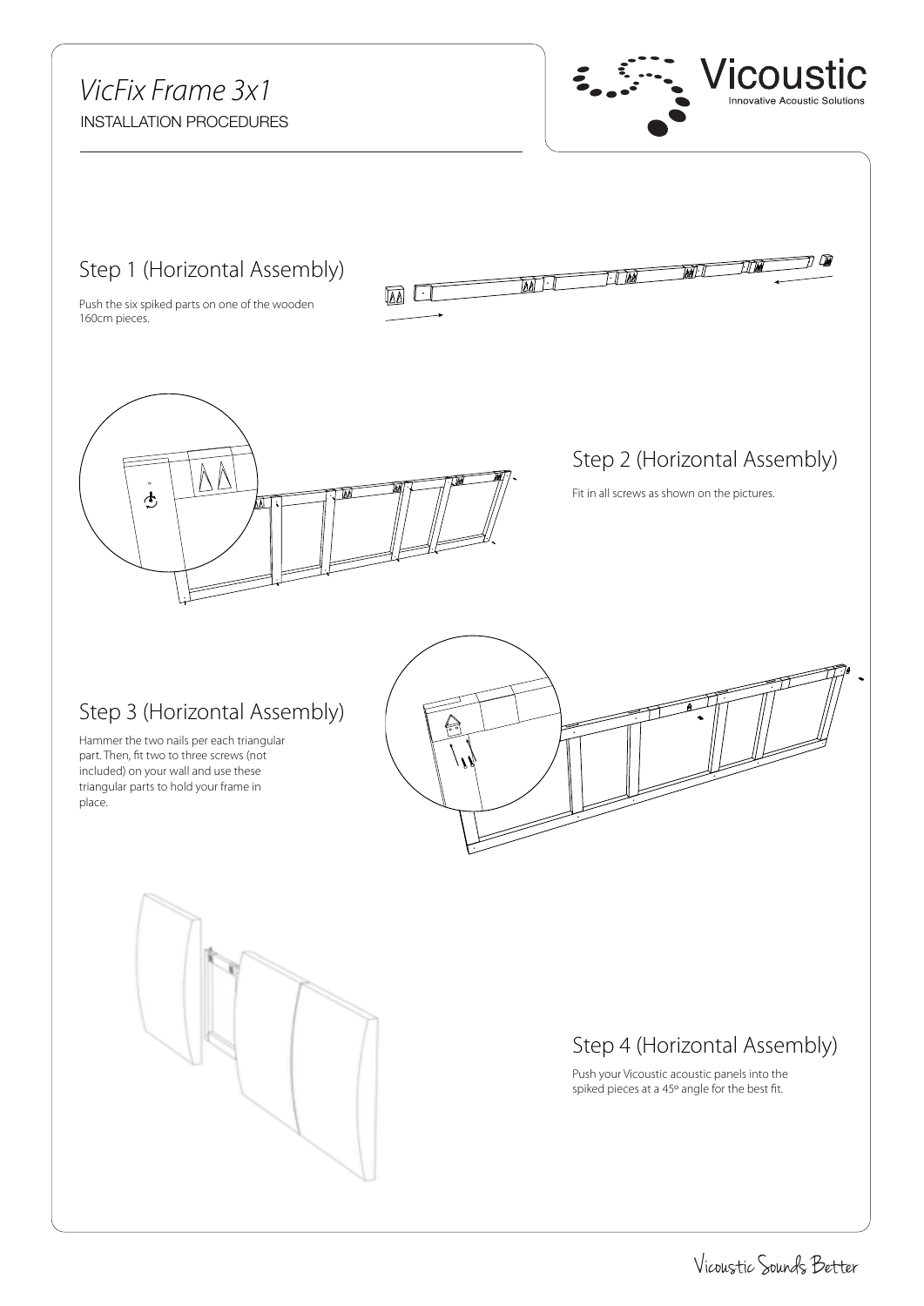# *VicFix Frame 3x1*

INSTALLATION PROCEDURES

Vicoustic
Innovative Acoustic Solutions

## Step 1 (Horizontal Assembly)

Push the six spiked parts on one of the wooden 160cm pieces.

## Step 2 (Horizontal Assembly)

Fit in all screws as shown on the pictures.

## Step 3 (Horizontal Assembly)

Hammer the two nails per each triangular part. Then, fit two to three screws (not included) on your wall and use these triangular parts to hold your frame in place.

## Step 4 (Horizontal Assembly)

Push your Vicoustic acoustic panels into the spiked pieces at a 45º angle for the best fit.

Vicoustic Sounds Better